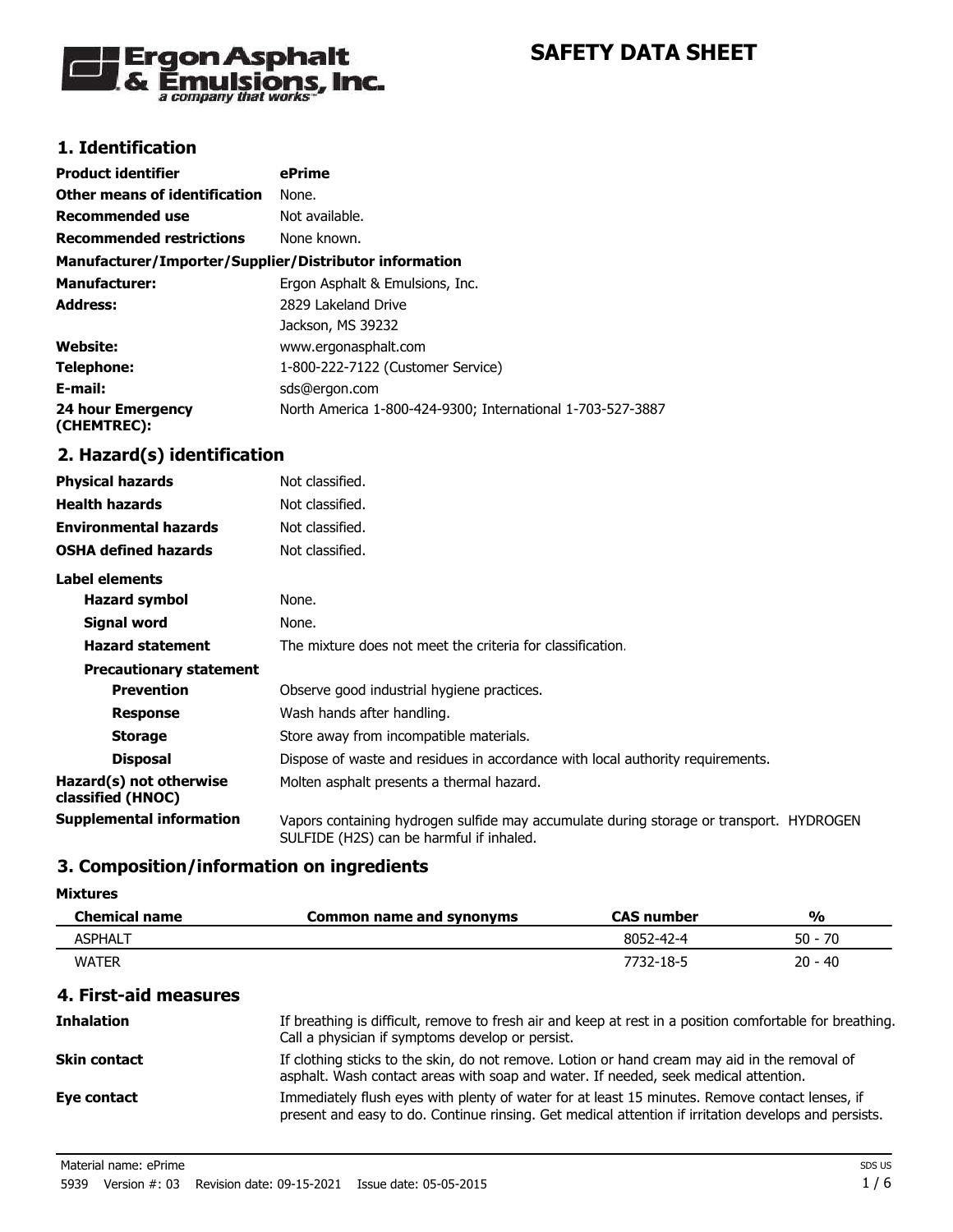# SAFETY DATA SHEET

## 1. Identification

| | |
|---|---|
| **Product identifier** | **ePrime** |
| **Other means of identification** | None. |
| **Recommended use** | Not available. |
| **Recommended restrictions** | None known. |

**Manufacturer/Importer/Supplier/Distributor information**

| | |
|---|---|
| **Manufacturer:** | Ergon Asphalt & Emulsions, Inc. |
| **Address:** | 2829 Lakeland Drive<br>Jackson, MS 39232 |
| **Website:** | www.ergonasphalt.com |
| **Telephone:** | 1-800-222-7122 (Customer Service) |
| **E-mail:** | sds@ergon.com |
| **24 hour Emergency (CHEMTREC):** | North America 1-800-424-9300; International 1-703-527-3887 |

## 2. Hazard(s) identification

| | |
|---|---|
| **Physical hazards** | Not classified. |
| **Health hazards** | Not classified. |
| **Environmental hazards** | Not classified. |
| **OSHA defined hazards** | Not classified. |

**Label elements**

| | |
|---|---|
| **Hazard symbol** | None. |
| **Signal word** | None. |
| **Hazard statement** | The mixture does not meet the criteria for classification. |
| **Precautionary statement** | |
| **Prevention** | Observe good industrial hygiene practices. |
| **Response** | Wash hands after handling. |
| **Storage** | Store away from incompatible materials. |
| **Disposal** | Dispose of waste and residues in accordance with local authority requirements. |
| **Hazard(s) not otherwise classified (HNOC)** | Molten asphalt presents a thermal hazard. |
| **Supplemental information** | Vapors containing hydrogen sulfide may accumulate during storage or transport. HYDROGEN SULFIDE (H2S) can be harmful if inhaled. |

## 3. Composition/information on ingredients

**Mixtures**

| Chemical name | Common name and synonyms | CAS number | % |
|---|---|---|---|
| ASPHALT | | 8052-42-4 | 50 - 70 |
| WATER | | 7732-18-5 | 20 - 40 |

## 4. First-aid measures

| | |
|---|---|
| **Inhalation** | If breathing is difficult, remove to fresh air and keep at rest in a position comfortable for breathing. Call a physician if symptoms develop or persist. |
| **Skin contact** | If clothing sticks to the skin, do not remove. Lotion or hand cream may aid in the removal of asphalt. Wash contact areas with soap and water. If needed, seek medical attention. |
| **Eye contact** | Immediately flush eyes with plenty of water for at least 15 minutes. Remove contact lenses, if present and easy to do. Continue rinsing. Get medical attention if irritation develops and persists. |

Material name: ePrime
5939 Version #: 03 Revision date: 09-15-2021 Issue date: 05-05-2015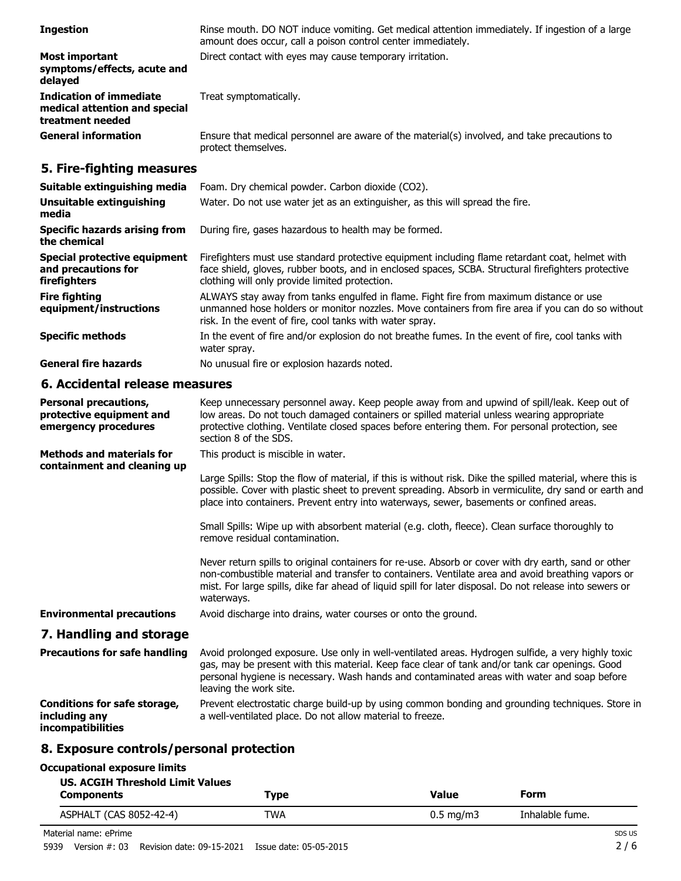| | |
|---|---|
| **Ingestion** | Rinse mouth. DO NOT induce vomiting. Get medical attention immediately. If ingestion of a large amount does occur, call a poison control center immediately. |
| **Most important symptoms/effects, acute and delayed** | Direct contact with eyes may cause temporary irritation. |
| **Indication of immediate medical attention and special treatment needed** | Treat symptomatically. |
| **General information** | Ensure that medical personnel are aware of the material(s) involved, and take precautions to protect themselves. |

## 5. Fire-fighting measures

| | |
|---|---|
| **Suitable extinguishing media** | Foam. Dry chemical powder. Carbon dioxide ($CO_2$). |
| **Unsuitable extinguishing media** | Water. Do not use water jet as an extinguisher, as this will spread the fire. |
| **Specific hazards arising from the chemical** | During fire, gases hazardous to health may be formed. |
| **Special protective equipment and precautions for firefighters** | Firefighters must use standard protective equipment including flame retardant coat, helmet with face shield, gloves, rubber boots, and in enclosed spaces, SCBA. Structural firefighters protective clothing will only provide limited protection. |
| **Fire fighting equipment/instructions** | ALWAYS stay away from tanks engulfed in flame. Fight fire from maximum distance or use unmanned hose holders or monitor nozzles. Move containers from fire area if you can do so without risk. In the event of fire, cool tanks with water spray. |
| **Specific methods** | In the event of fire and/or explosion do not breathe fumes. In the event of fire, cool tanks with water spray. |
| **General fire hazards** | No unusual fire or explosion hazards noted. |

## 6. Accidental release measures

**Personal precautions, protective equipment and emergency procedures**

Keep unnecessary personnel away. Keep people away from and upwind of spill/leak. Keep out of low areas. Do not touch damaged containers or spilled material unless wearing appropriate protective clothing. Ventilate closed spaces before entering them. For personal protection, see section 8 of the SDS.

**Methods and materials for containment and cleaning up**

This product is miscible in water.

Large Spills: Stop the flow of material, if this is without risk. Dike the spilled material, where this is possible. Cover with plastic sheet to prevent spreading. Absorb in vermiculite, dry sand or earth and place into containers. Prevent entry into waterways, sewer, basements or confined areas.

Small Spills: Wipe up with absorbent material (e.g. cloth, fleece). Clean surface thoroughly to remove residual contamination.

Never return spills to original containers for re-use. Absorb or cover with dry earth, sand or other non-combustible material and transfer to containers. Ventilate area and avoid breathing vapors or mist. For large spills, dike far ahead of liquid spill for later disposal. Do not release into sewers or waterways.

**Environmental precautions**

Avoid discharge into drains, water courses or onto the ground.

## 7. Handling and storage

| | |
|---|---|
| **Precautions for safe handling** | Avoid prolonged exposure. Use only in well-ventilated areas. Hydrogen sulfide, a very highly toxic gas, may be present with this material. Keep face clear of tank and/or tank car openings. Good personal hygiene is necessary. Wash hands and contaminated areas with water and soap before leaving the work site. |
| **Conditions for safe storage, including any incompatibilities** | Prevent electrostatic charge build-up by using common bonding and grounding techniques. Store in a well-ventilated place. Do not allow material to freeze. |

## 8. Exposure controls/personal protection

**Occupational exposure limits**

**US. ACGIH Threshold Limit Values**

| Components | Type | Value | Form |
|---|---|---|---|
| ASPHALT (CAS 8052-42-4) | TWA | 0.5 mg/m3 | Inhalable fume. |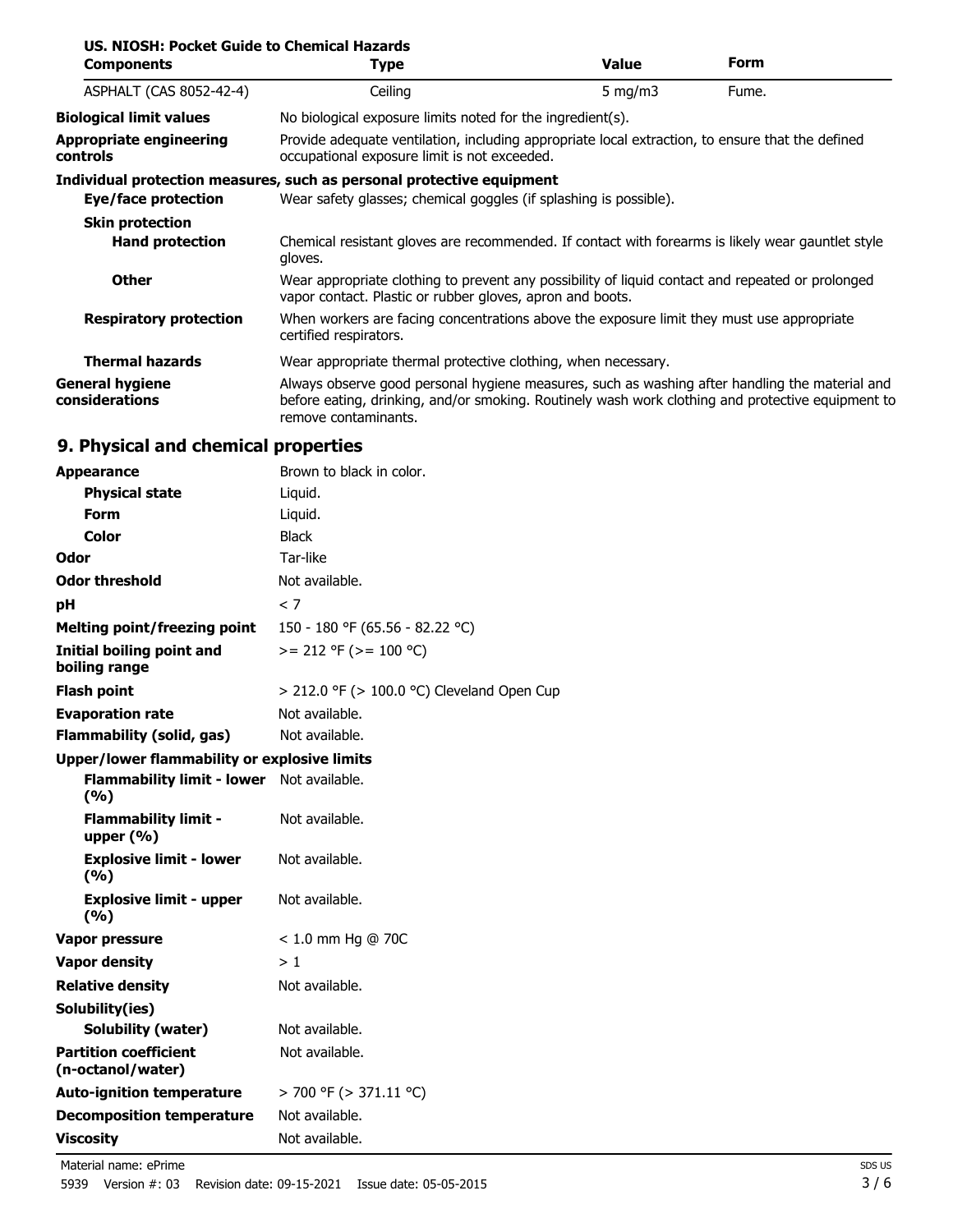**US. NIOSH: Pocket Guide to Chemical Hazards**

| Components | Type | Value | Form |
|---|---|---|---|
| ASPHALT (CAS 8052-42-4) | Ceiling | 5 mg/m3 | Fume. |

**Biological limit values** No biological exposure limits noted for the ingredient(s).

**Appropriate engineering controls** Provide adequate ventilation, including appropriate local extraction, to ensure that the defined occupational exposure limit is not exceeded.

**Individual protection measures, such as personal protective equipment**

**Eye/face protection** Wear safety glasses; chemical goggles (if splashing is possible).

**Skin protection**

**Hand protection** Chemical resistant gloves are recommended. If contact with forearms is likely wear gauntlet style gloves.

**Other** Wear appropriate clothing to prevent any possibility of liquid contact and repeated or prolonged vapor contact. Plastic or rubber gloves, apron and boots.

**Respiratory protection** When workers are facing concentrations above the exposure limit they must use appropriate certified respirators.

**Thermal hazards** Wear appropriate thermal protective clothing, when necessary.

**General hygiene considerations** Always observe good personal hygiene measures, such as washing after handling the material and before eating, drinking, and/or smoking. Routinely wash work clothing and protective equipment to remove contaminants.

## 9. Physical and chemical properties

| Property | Value |
|---|---|
| **Appearance** | Brown to black in color. |
| **Physical state** | Liquid. |
| **Form** | Liquid. |
| **Color** | Black |
| **Odor** | Tar-like |
| **Odor threshold** | Not available. |
| **pH** | < 7 |
| **Melting point/freezing point** | 150 - 180 °F (65.56 - 82.22 °C) |
| **Initial boiling point and boiling range** | >= 212 °F (>= 100 °C) |
| **Flash point** | > 212.0 °F (> 100.0 °C) Cleveland Open Cup |
| **Evaporation rate** | Not available. |
| **Flammability (solid, gas)** | Not available. |
| **Upper/lower flammability or explosive limits** | |
| **Flammability limit - lower (%)** | Not available. |
| **Flammability limit - upper (%)** | Not available. |
| **Explosive limit - lower (%)** | Not available. |
| **Explosive limit - upper (%)** | Not available. |
| **Vapor pressure** | < 1.0 mm Hg @ 70C |
| **Vapor density** | > 1 |
| **Relative density** | Not available. |
| **Solubility(ies)** | |
| **Solubility (water)** | Not available. |
| **Partition coefficient (n-octanol/water)** | Not available. |
| **Auto-ignition temperature** | > 700 °F (> 371.11 °C) |
| **Decomposition temperature** | Not available. |
| **Viscosity** | Not available. |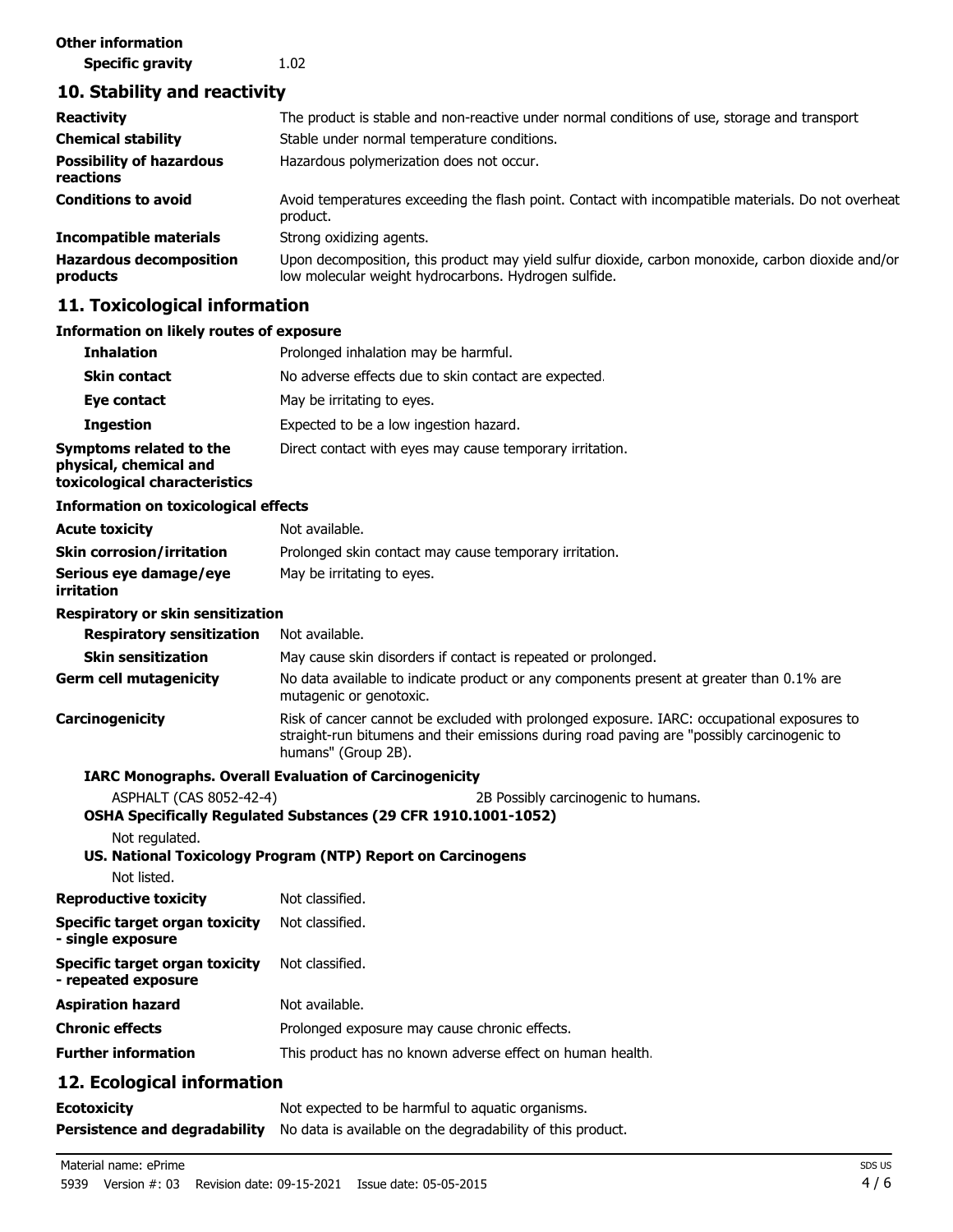**Other information**

| | |
|---|---|
| **Specific gravity** | 1.02 |

## 10. Stability and reactivity

| | |
|---|---|
| **Reactivity** | The product is stable and non-reactive under normal conditions of use, storage and transport |
| **Chemical stability** | Stable under normal temperature conditions. |
| **Possibility of hazardous reactions** | Hazardous polymerization does not occur. |
| **Conditions to avoid** | Avoid temperatures exceeding the flash point. Contact with incompatible materials. Do not overheat product. |
| **Incompatible materials** | Strong oxidizing agents. |
| **Hazardous decomposition products** | Upon decomposition, this product may yield sulfur dioxide, carbon monoxide, carbon dioxide and/or low molecular weight hydrocarbons. Hydrogen sulfide. |

## 11. Toxicological information

**Information on likely routes of exposure**

| | |
|---|---|
| **Inhalation** | Prolonged inhalation may be harmful. |
| **Skin contact** | No adverse effects due to skin contact are expected. |
| **Eye contact** | May be irritating to eyes. |
| **Ingestion** | Expected to be a low ingestion hazard. |
| **Symptoms related to the physical, chemical and toxicological characteristics** | Direct contact with eyes may cause temporary irritation. |

**Information on toxicological effects**

| | |
|---|---|
| **Acute toxicity** | Not available. |
| **Skin corrosion/irritation** | Prolonged skin contact may cause temporary irritation. |
| **Serious eye damage/eye irritation** | May be irritating to eyes. |

**Respiratory or skin sensitization**

| | |
|---|---|
| **Respiratory sensitization** | Not available. |
| **Skin sensitization** | May cause skin disorders if contact is repeated or prolonged. |
| **Germ cell mutagenicity** | No data available to indicate product or any components present at greater than 0.1% are mutagenic or genotoxic. |
| **Carcinogenicity** | Risk of cancer cannot be excluded with prolonged exposure. IARC: occupational exposures to straight-run bitumens and their emissions during road paving are "possibly carcinogenic to humans" (Group 2B). |

**IARC Monographs. Overall Evaluation of Carcinogenicity**

| | |
|---|---|
| ASPHALT (CAS 8052-42-4) | 2B Possibly carcinogenic to humans. |

**OSHA Specifically Regulated Substances (29 CFR 1910.1001-1052)**

Not regulated.

**US. National Toxicology Program (NTP) Report on Carcinogens**

Not listed.

| | |
|---|---|
| **Reproductive toxicity** | Not classified. |
| **Specific target organ toxicity - single exposure** | Not classified. |
| **Specific target organ toxicity - repeated exposure** | Not classified. |
| **Aspiration hazard** | Not available. |
| **Chronic effects** | Prolonged exposure may cause chronic effects. |
| **Further information** | This product has no known adverse effect on human health. |

## 12. Ecological information

| | |
|---|---|
| **Ecotoxicity** | Not expected to be harmful to aquatic organisms. |
| **Persistence and degradability** | No data is available on the degradability of this product. |

Material name: ePrime

5939 Version #: 03 Revision date: 09-15-2021 Issue date: 05-05-2015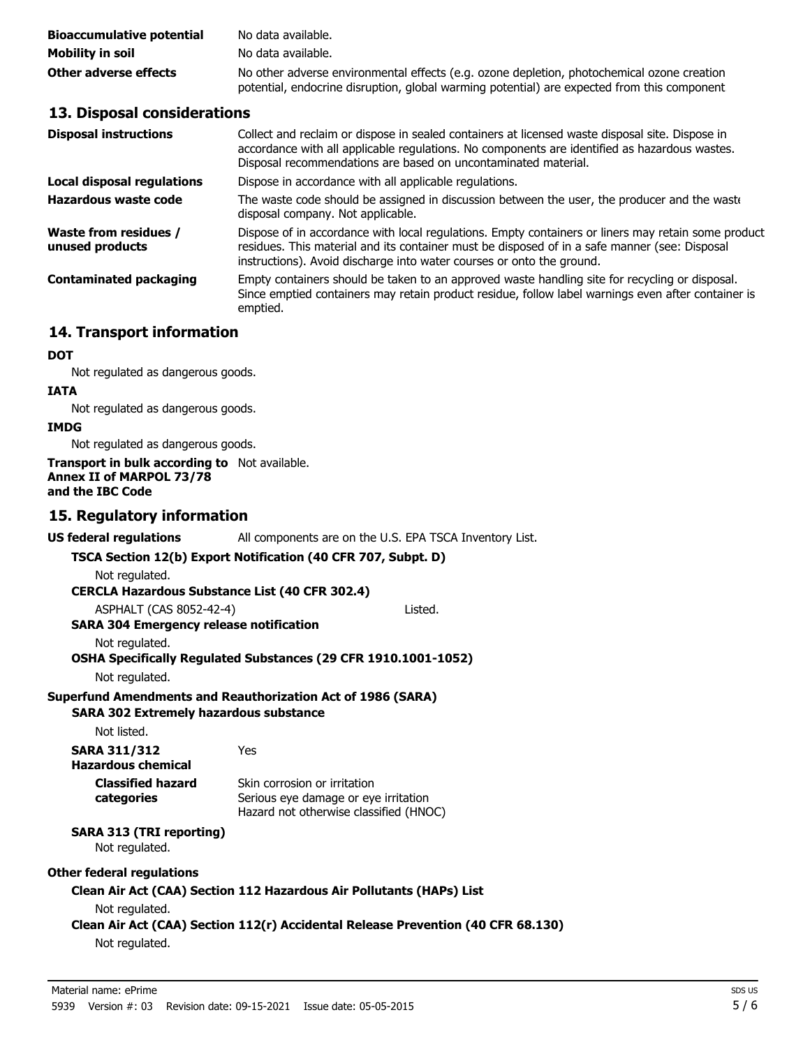**Bioaccumulative potential** No data available.

**Mobility in soil** No data available.

**Other adverse effects** No other adverse environmental effects (e.g. ozone depletion, photochemical ozone creation potential, endocrine disruption, global warming potential) are expected from this component

## 13. Disposal considerations

**Disposal instructions** Collect and reclaim or dispose in sealed containers at licensed waste disposal site. Dispose in accordance with all applicable regulations. No components are identified as hazardous wastes. Disposal recommendations are based on uncontaminated material.

**Local disposal regulations** Dispose in accordance with all applicable regulations.

**Hazardous waste code** The waste code should be assigned in discussion between the user, the producer and the waste disposal company. Not applicable.

**Waste from residues / unused products** Dispose of in accordance with local regulations. Empty containers or liners may retain some product residues. This material and its container must be disposed of in a safe manner (see: Disposal instructions). Avoid discharge into water courses or onto the ground.

**Contaminated packaging** Empty containers should be taken to an approved waste handling site for recycling or disposal. Since emptied containers may retain product residue, follow label warnings even after container is emptied.

## 14. Transport information

**DOT**

Not regulated as dangerous goods.

**IATA**

Not regulated as dangerous goods.

**IMDG**

Not regulated as dangerous goods.

**Transport in bulk according to Annex II of MARPOL 73/78 and the IBC Code** Not available.

## 15. Regulatory information

**US federal regulations** All components are on the U.S. EPA TSCA Inventory List.

**TSCA Section 12(b) Export Notification (40 CFR 707, Subpt. D)**

Not regulated.

**CERCLA Hazardous Substance List (40 CFR 302.4)**

ASPHALT (CAS 8052-42-4) Listed.

**SARA 304 Emergency release notification**

Not regulated.

**OSHA Specifically Regulated Substances (29 CFR 1910.1001-1052)**

Not regulated.

**Superfund Amendments and Reauthorization Act of 1986 (SARA)**

**SARA 302 Extremely hazardous substance**

Not listed.

**SARA 311/312 Hazardous chemical** Yes

**Classified hazard categories** Skin corrosion or irritation
Serious eye damage or eye irritation
Hazard not otherwise classified (HNOC)

**SARA 313 (TRI reporting)**

Not regulated.

**Other federal regulations**

**Clean Air Act (CAA) Section 112 Hazardous Air Pollutants (HAPs) List**

Not regulated.

**Clean Air Act (CAA) Section 112(r) Accidental Release Prevention (40 CFR 68.130)**

Not regulated.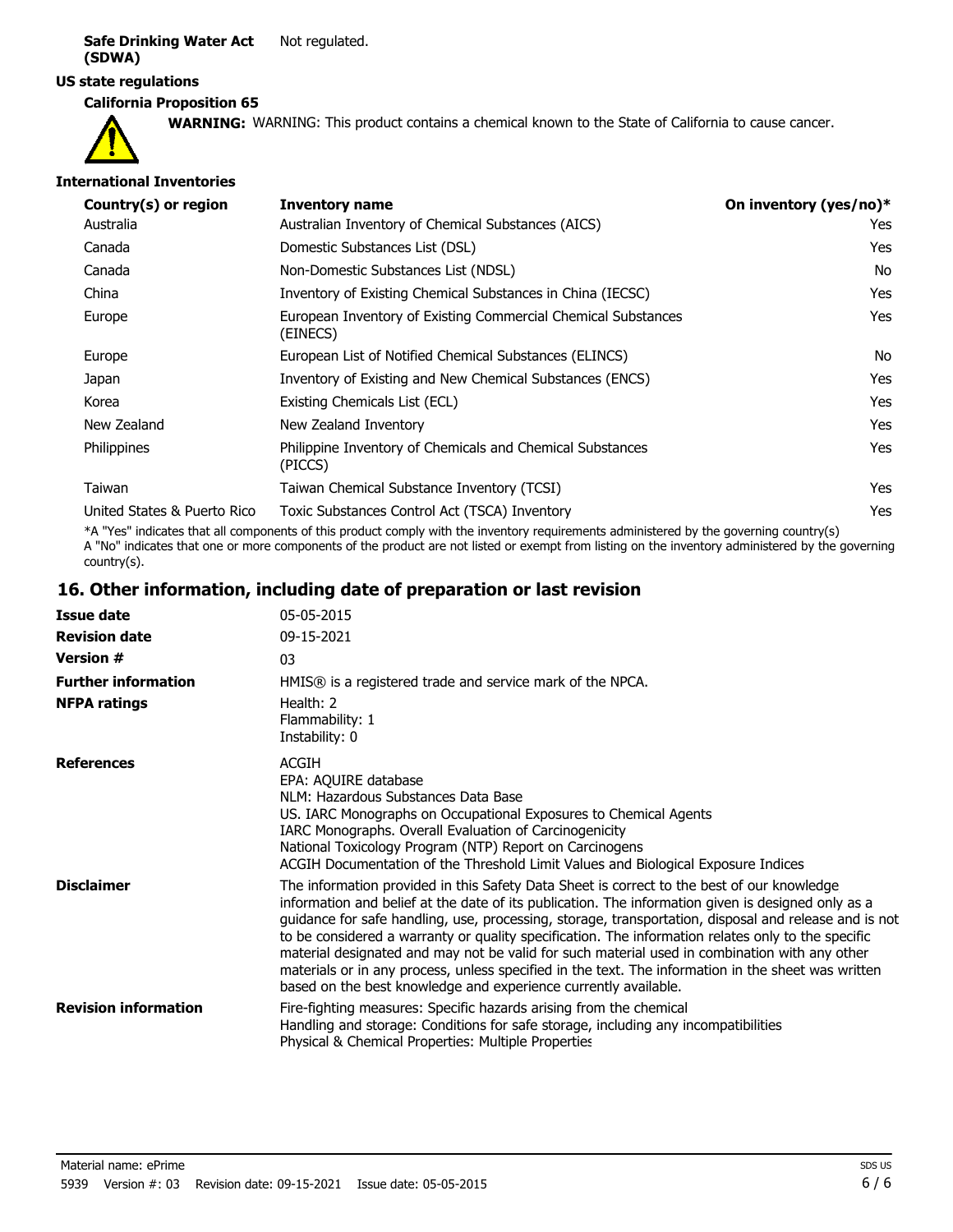**Safe Drinking Water Act (SDWA)** Not regulated.

**US state regulations**

**California Proposition 65**

**WARNING:** WARNING: This product contains a chemical known to the State of California to cause cancer.

**International Inventories**

| Country(s) or region | Inventory name | On inventory (yes/no)* |
|---|---|---|
| Australia | Australian Inventory of Chemical Substances (AICS) | Yes |
| Canada | Domestic Substances List (DSL) | Yes |
| Canada | Non-Domestic Substances List (NDSL) | No |
| China | Inventory of Existing Chemical Substances in China (IECSC) | Yes |
| Europe | European Inventory of Existing Commercial Chemical Substances (EINECS) | Yes |
| Europe | European List of Notified Chemical Substances (ELINCS) | No |
| Japan | Inventory of Existing and New Chemical Substances (ENCS) | Yes |
| Korea | Existing Chemicals List (ECL) | Yes |
| New Zealand | New Zealand Inventory | Yes |
| Philippines | Philippine Inventory of Chemicals and Chemical Substances (PICCS) | Yes |
| Taiwan | Taiwan Chemical Substance Inventory (TCSI) | Yes |
| United States & Puerto Rico | Toxic Substances Control Act (TSCA) Inventory | Yes |

*A "Yes" indicates that all components of this product comply with the inventory requirements administered by the governing country(s)
A "No" indicates that one or more components of the product are not listed or exempt from listing on the inventory administered by the governing country(s).

## 16. Other information, including date of preparation or last revision

**Issue date** 05-05-2015

**Revision date** 09-15-2021

**Version #** 03

**Further information** HMIS® is a registered trade and service mark of the NPCA.

**NFPA ratings**
Health: 2
Flammability: 1
Instability: 0

**References**
ACGIH
EPA: AQUIRE database
NLM: Hazardous Substances Data Base
US. IARC Monographs on Occupational Exposures to Chemical Agents
IARC Monographs. Overall Evaluation of Carcinogenicity
National Toxicology Program (NTP) Report on Carcinogens
ACGIH Documentation of the Threshold Limit Values and Biological Exposure Indices

**Disclaimer** The information provided in this Safety Data Sheet is correct to the best of our knowledge information and belief at the date of its publication. The information given is designed only as a guidance for safe handling, use, processing, storage, transportation, disposal and release and is not to be considered a warranty or quality specification. The information relates only to the specific material designated and may not be valid for such material used in combination with any other materials or in any process, unless specified in the text. The information in the sheet was written based on the best knowledge and experience currently available.

**Revision information**
Fire-fighting measures: Specific hazards arising from the chemical
Handling and storage: Conditions for safe storage, including any incompatibilities
Physical & Chemical Properties: Multiple Properties